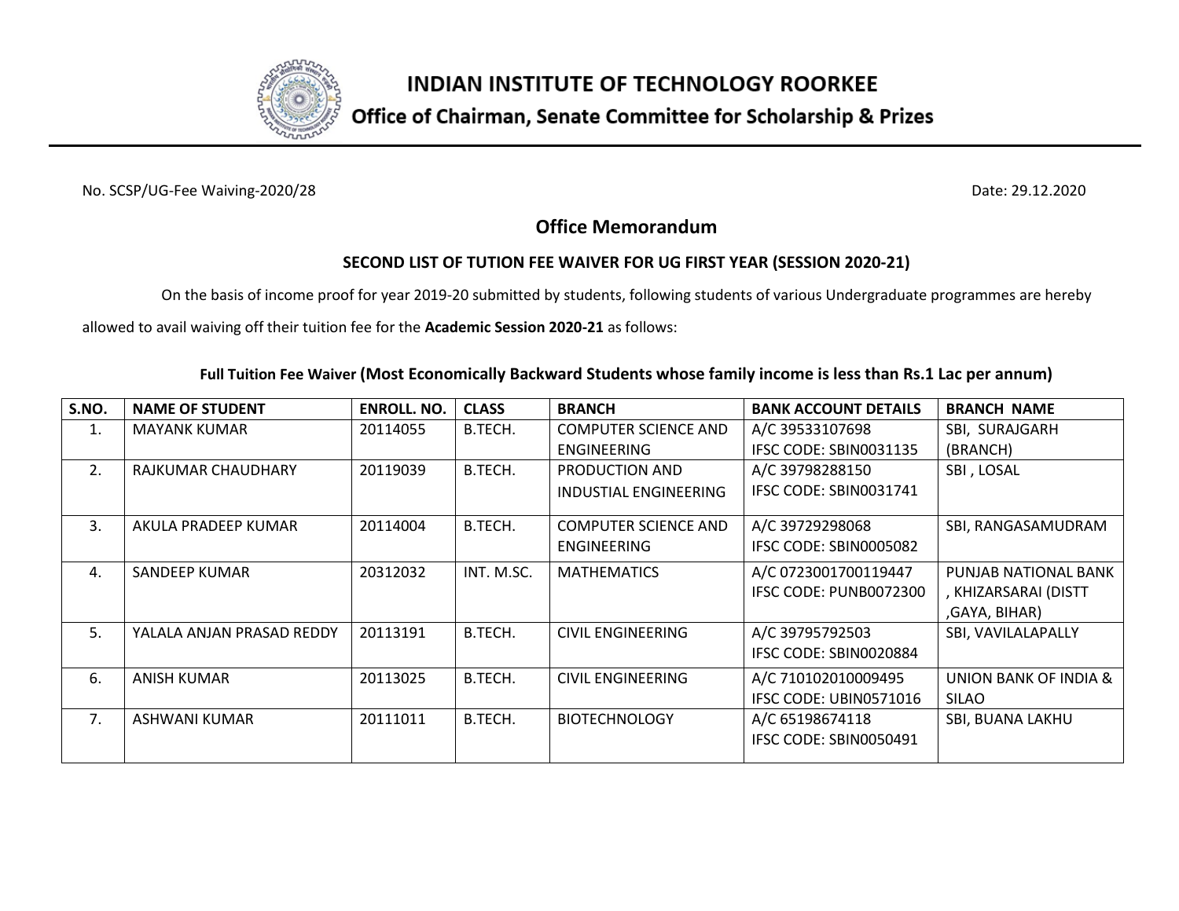# INDIAN INSTITUTE OF TECHNOLOGY ROORKEE

## Office of Chairman, Senate Committee for Scholarship & Prizes

No. SCSP/UG-Fee Waiving-2020/28 Date: 29.12.2020

## Office Memorandum

### SECOND LIST OF TUTION FEE WAIVER FOR UG FIRST YEAR (SESSION 2020-21)

On the basis of income proof for year 2019-20 submitted by students, following students of various Undergraduate programmes are hereby allowed to avail waiving off their tuition fee for the **Academic Session 2020-21** as follows:

**Full Tuition Fee Waiver (Most Economically Backward Students whose family income is less than Rs.1 Lac per annum)**

| S.NO. | NAME OF STUDENT | ENROLL. NO. | CLASS | BRANCH | BANK ACCOUNT DETAILS | BRANCH NAME |
|---|---|---|---|---|---|---|
| 1. | MAYANK KUMAR | 20114055 | B.TECH. | COMPUTER SCIENCE AND ENGINEERING | A/C 39533107698 IFSC CODE: SBIN0031135 | SBI, SURAJGARH (BRANCH) |
| 2. | RAJKUMAR CHAUDHARY | 20119039 | B.TECH. | PRODUCTION AND INDUSTIAL ENGINEERING | A/C 39798288150 IFSC CODE: SBIN0031741 | SBI , LOSAL |
| 3. | AKULA PRADEEP KUMAR | 20114004 | B.TECH. | COMPUTER SCIENCE AND ENGINEERING | A/C 39729298068 IFSC CODE: SBIN0005082 | SBI, RANGASAMUDRAM |
| 4. | SANDEEP KUMAR | 20312032 | INT. M.SC. | MATHEMATICS | A/C 0723001700119447 IFSC CODE: PUNB0072300 | PUNJAB NATIONAL BANK , KHIZARSARAI (DISTT ,GAYA, BIHAR) |
| 5. | YALALA ANJAN PRASAD REDDY | 20113191 | B.TECH. | CIVIL ENGINEERING | A/C 39795792503 IFSC CODE: SBIN0020884 | SBI, VAVILALAPALLY |
| 6. | ANISH KUMAR | 20113025 | B.TECH. | CIVIL ENGINEERING | A/C 710102010009495 IFSC CODE: UBIN0571016 | UNION BANK OF INDIA & SILAO |
| 7. | ASHWANI KUMAR | 20111011 | B.TECH. | BIOTECHNOLOGY | A/C 65198674118 IFSC CODE: SBIN0050491 | SBI, BUANA LAKHU |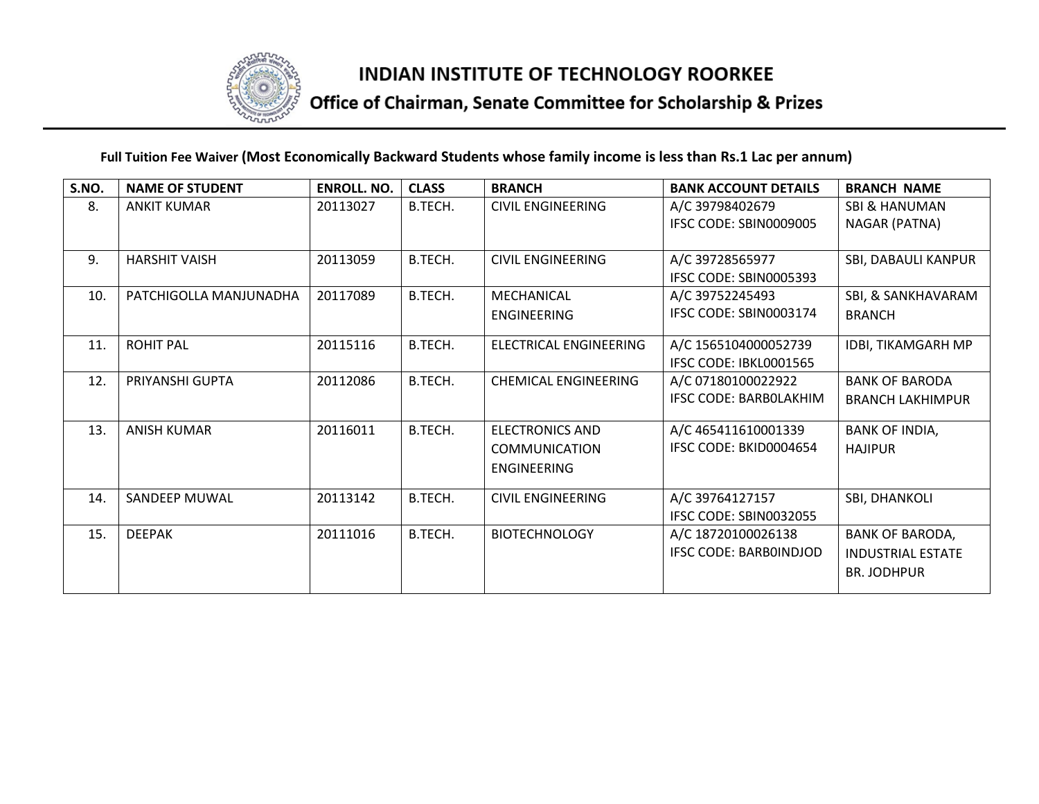# INDIAN INSTITUTE OF TECHNOLOGY ROORKEE

## Office of Chairman, Senate Committee for Scholarship & Prizes

**Full Tuition Fee Waiver (Most Economically Backward Students whose family income is less than Rs.1 Lac per annum)**

| S.NO. | NAME OF STUDENT | ENROLL. NO. | CLASS | BRANCH | BANK ACCOUNT DETAILS | BRANCH NAME |
|---|---|---|---|---|---|---|
| 8. | ANKIT KUMAR | 20113027 | B.TECH. | CIVIL ENGINEERING | A/C 39798402679 IFSC CODE: SBIN0009005 | SBI & HANUMAN NAGAR (PATNA) |
| 9. | HARSHIT VAISH | 20113059 | B.TECH. | CIVIL ENGINEERING | A/C 39728565977 IFSC CODE: SBIN0005393 | SBI, DABAULI KANPUR |
| 10. | PATCHIGOLLA MANJUNADHA | 20117089 | B.TECH. | MECHANICAL ENGINEERING | A/C 39752245493 IFSC CODE: SBIN0003174 | SBI, & SANKHAVARAM BRANCH |
| 11. | ROHIT PAL | 20115116 | B.TECH. | ELECTRICAL ENGINEERING | A/C 1565104000052739 IFSC CODE: IBKL0001565 | IDBI, TIKAMGARH MP |
| 12. | PRIYANSHI GUPTA | 20112086 | B.TECH. | CHEMICAL ENGINEERING | A/C 07180100022922 IFSC CODE: BARB0LAKHIM | BANK OF BARODA BRANCH LAKHIMPUR |
| 13. | ANISH KUMAR | 20116011 | B.TECH. | ELECTRONICS AND COMMUNICATION ENGINEERING | A/C 465411610001339 IFSC CODE: BKID0004654 | BANK OF INDIA, HAJIPUR |
| 14. | SANDEEP MUWAL | 20113142 | B.TECH. | CIVIL ENGINEERING | A/C 39764127157 IFSC CODE: SBIN0032055 | SBI, DHANKOLI |
| 15. | DEEPAK | 20111016 | B.TECH. | BIOTECHNOLOGY | A/C 18720100026138 IFSC CODE: BARB0INDJOD | BANK OF BARODA, INDUSTRIAL ESTATE BR. JODHPUR |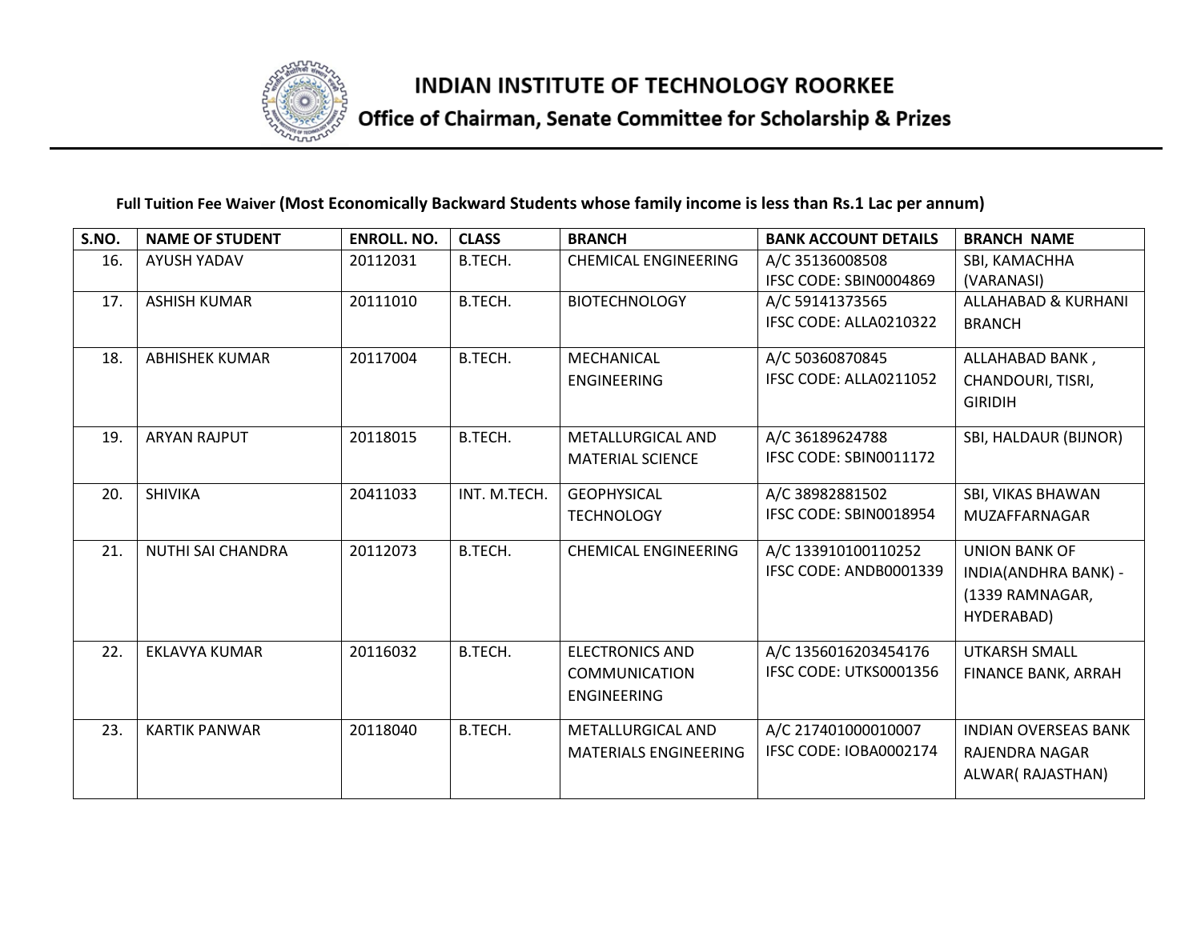# INDIAN INSTITUTE OF TECHNOLOGY ROORKEE

## Office of Chairman, Senate Committee for Scholarship & Prizes

**Full Tuition Fee Waiver (Most Economically Backward Students whose family income is less than Rs.1 Lac per annum)**

| S.NO. | NAME OF STUDENT | ENROLL. NO. | CLASS | BRANCH | BANK ACCOUNT DETAILS | BRANCH NAME |
|---|---|---|---|---|---|---|
| 16. | AYUSH YADAV | 20112031 | B.TECH. | CHEMICAL ENGINEERING | A/C 35136008508 IFSC CODE: SBIN0004869 | SBI, KAMACHHA (VARANASI) |
| 17. | ASHISH KUMAR | 20111010 | B.TECH. | BIOTECHNOLOGY | A/C 59141373565 IFSC CODE: ALLA0210322 | ALLAHABAD & KURHANI BRANCH |
| 18. | ABHISHEK KUMAR | 20117004 | B.TECH. | MECHANICAL ENGINEERING | A/C 50360870845 IFSC CODE: ALLA0211052 | ALLAHABAD BANK , CHANDOURI, TISRI, GIRIDIH |
| 19. | ARYAN RAJPUT | 20118015 | B.TECH. | METALLURGICAL AND MATERIAL SCIENCE | A/C 36189624788 IFSC CODE: SBIN0011172 | SBI, HALDAUR (BIJNOR) |
| 20. | SHIVIKA | 20411033 | INT. M.TECH. | GEOPHYSICAL TECHNOLOGY | A/C 38982881502 IFSC CODE: SBIN0018954 | SBI, VIKAS BHAWAN MUZAFFARNAGAR |
| 21. | NUTHI SAI CHANDRA | 20112073 | B.TECH. | CHEMICAL ENGINEERING | A/C 133910100110252 IFSC CODE: ANDB0001339 | UNION BANK OF INDIA(ANDHRA BANK) - (1339 RAMNAGAR, HYDERABAD) |
| 22. | EKLAVYA KUMAR | 20116032 | B.TECH. | ELECTRONICS AND COMMUNICATION ENGINEERING | A/C 1356016203454176 IFSC CODE: UTKS0001356 | UTKARSH SMALL FINANCE BANK, ARRAH |
| 23. | KARTIK PANWAR | 20118040 | B.TECH. | METALLURGICAL AND MATERIALS ENGINEERING | A/C 217401000010007 IFSC CODE: IOBA0002174 | INDIAN OVERSEAS BANK RAJENDRA NAGAR ALWAR( RAJASTHAN) |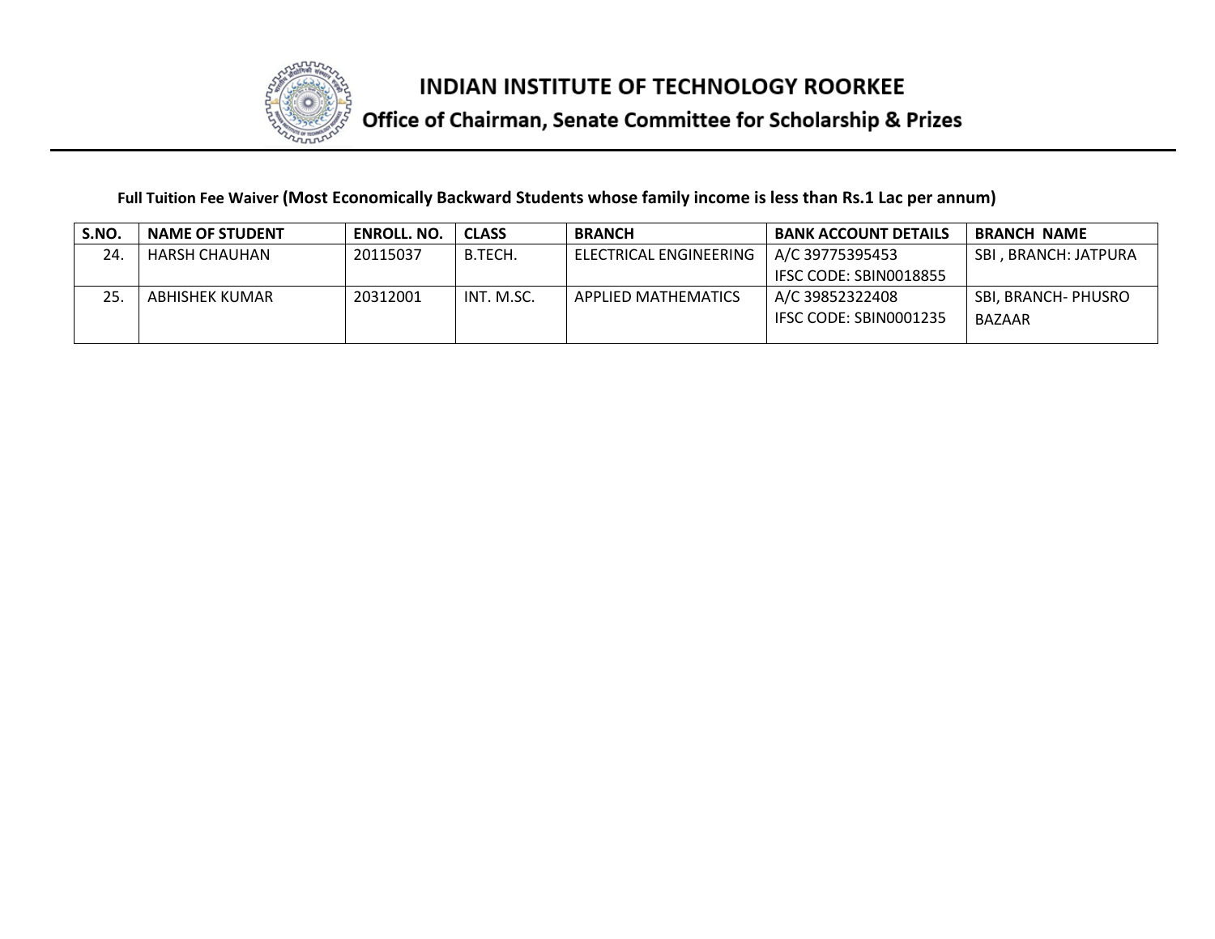# INDIAN INSTITUTE OF TECHNOLOGY ROORKEE

## Office of Chairman, Senate Committee for Scholarship & Prizes

**Full Tuition Fee Waiver (Most Economically Backward Students whose family income is less than Rs.1 Lac per annum)**

| S.NO. | NAME OF STUDENT | ENROLL. NO. | CLASS | BRANCH | BANK ACCOUNT DETAILS | BRANCH NAME |
|---|---|---|---|---|---|---|
| 24. | HARSH CHAUHAN | 20115037 | B.TECH. | ELECTRICAL ENGINEERING | A/C 39775395453 IFSC CODE: SBIN0018855 | SBI , BRANCH: JATPURA |
| 25. | ABHISHEK KUMAR | 20312001 | INT. M.SC. | APPLIED MATHEMATICS | A/C 39852322408 IFSC CODE: SBIN0001235 | SBI, BRANCH- PHUSRO BAZAAR |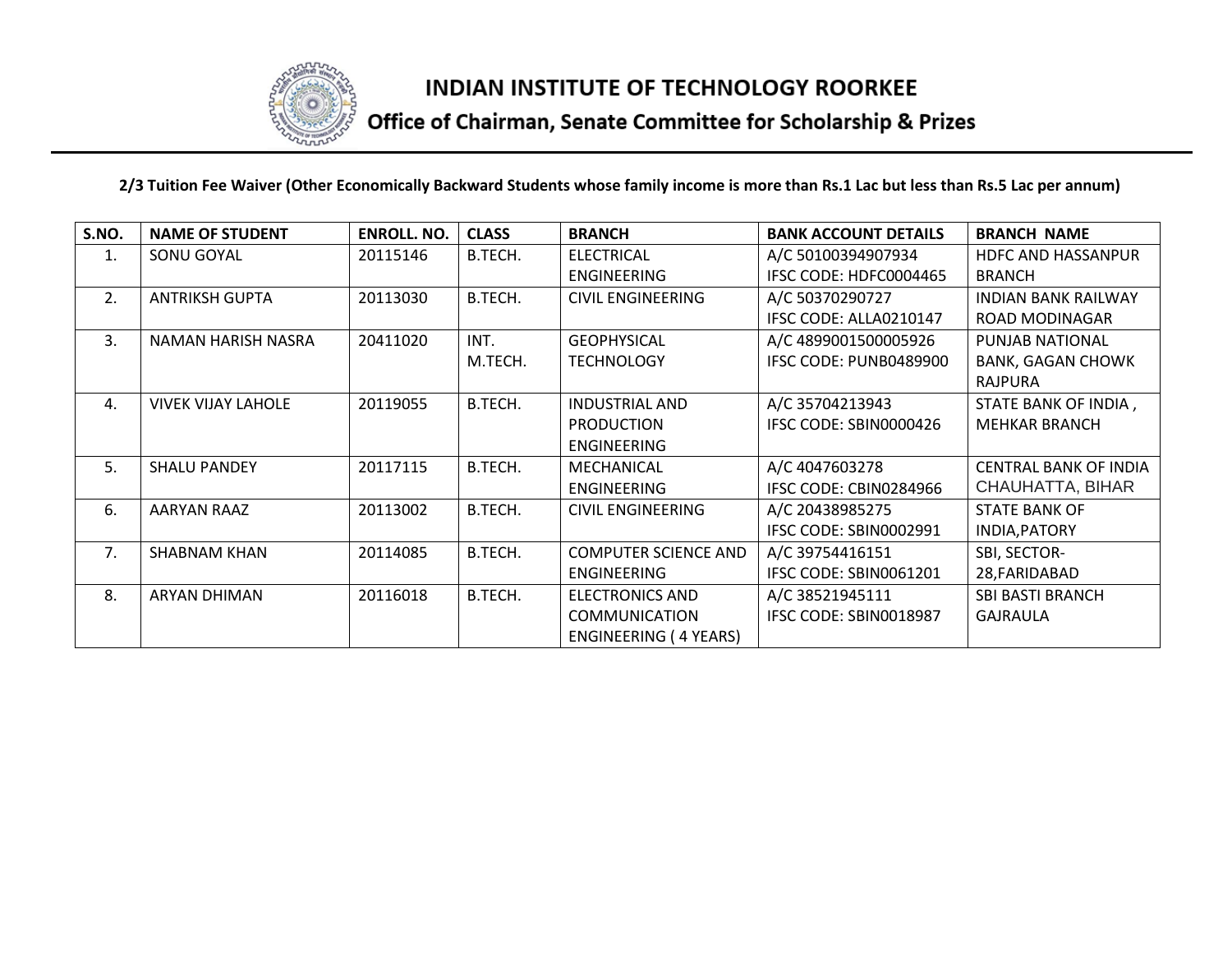# INDIAN INSTITUTE OF TECHNOLOGY ROORKEE

## Office of Chairman, Senate Committee for Scholarship & Prizes

**2/3 Tuition Fee Waiver (Other Economically Backward Students whose family income is more than Rs.1 Lac but less than Rs.5 Lac per annum)**

| S.NO. | NAME OF STUDENT | ENROLL. NO. | CLASS | BRANCH | BANK ACCOUNT DETAILS | BRANCH NAME |
|---|---|---|---|---|---|---|
| 1. | SONU GOYAL | 20115146 | B.TECH. | ELECTRICAL ENGINEERING | A/C 50100394907934 IFSC CODE: HDFC0004465 | HDFC AND HASSANPUR BRANCH |
| 2. | ANTRIKSH GUPTA | 20113030 | B.TECH. | CIVIL ENGINEERING | A/C 50370290727 IFSC CODE: ALLA0210147 | INDIAN BANK RAILWAY ROAD MODINAGAR |
| 3. | NAMAN HARISH NASRA | 20411020 | INT. M.TECH. | GEOPHYSICAL TECHNOLOGY | A/C 4899001500005926 IFSC CODE: PUNB0489900 | PUNJAB NATIONAL BANK, GAGAN CHOWK RAJPURA |
| 4. | VIVEK VIJAY LAHOLE | 20119055 | B.TECH. | INDUSTRIAL AND PRODUCTION ENGINEERING | A/C 35704213943 IFSC CODE: SBIN0000426 | STATE BANK OF INDIA , MEHKAR BRANCH |
| 5. | SHALU PANDEY | 20117115 | B.TECH. | MECHANICAL ENGINEERING | A/C 4047603278 IFSC CODE: CBIN0284966 | CENTRAL BANK OF INDIA CHAUHATTA, BIHAR |
| 6. | AARYAN RAAZ | 20113002 | B.TECH. | CIVIL ENGINEERING | A/C 20438985275 IFSC CODE: SBIN0002991 | STATE BANK OF INDIA,PATORY |
| 7. | SHABNAM KHAN | 20114085 | B.TECH. | COMPUTER SCIENCE AND ENGINEERING | A/C 39754416151 IFSC CODE: SBIN0061201 | SBI, SECTOR-28,FARIDABAD |
| 8. | ARYAN DHIMAN | 20116018 | B.TECH. | ELECTRONICS AND COMMUNICATION ENGINEERING ( 4 YEARS) | A/C 38521945111 IFSC CODE: SBIN0018987 | SBI BASTI BRANCH GAJRAULA |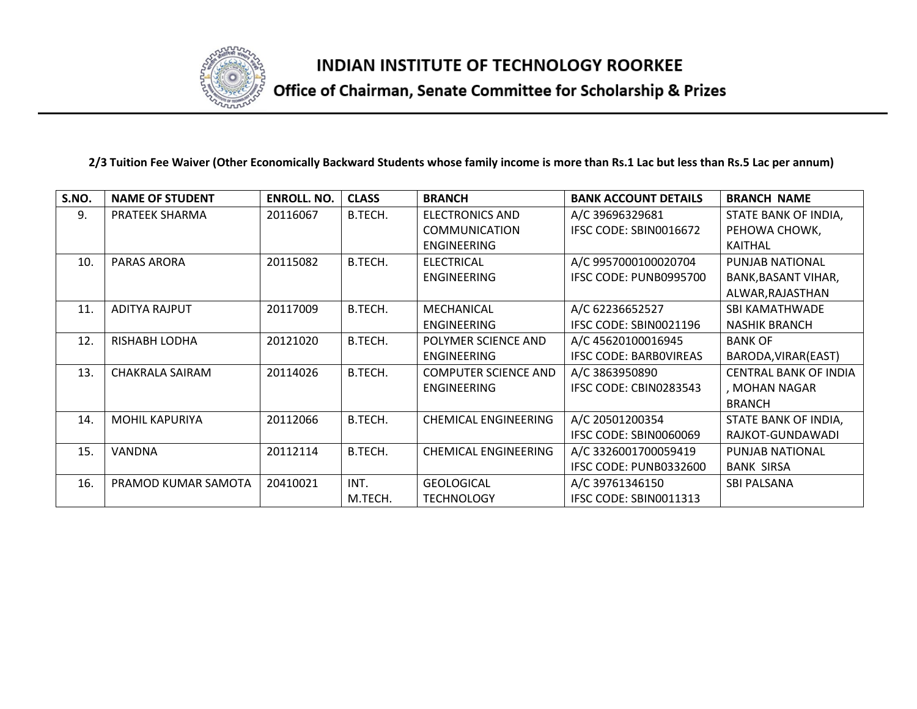# INDIAN INSTITUTE OF TECHNOLOGY ROORKEE

## Office of Chairman, Senate Committee for Scholarship & Prizes

**2/3 Tuition Fee Waiver (Other Economically Backward Students whose family income is more than Rs.1 Lac but less than Rs.5 Lac per annum)**

| S.NO. | NAME OF STUDENT | ENROLL. NO. | CLASS | BRANCH | BANK ACCOUNT DETAILS | BRANCH NAME |
|---|---|---|---|---|---|---|
| 9. | PRATEEK SHARMA | 20116067 | B.TECH. | ELECTRONICS AND COMMUNICATION ENGINEERING | A/C 39696329681 IFSC CODE: SBIN0016672 | STATE BANK OF INDIA, PEHOWA CHOWK, KAITHAL |
| 10. | PARAS ARORA | 20115082 | B.TECH. | ELECTRICAL ENGINEERING | A/C 9957000100020704 IFSC CODE: PUNB0995700 | PUNJAB NATIONAL BANK,BASANT VIHAR, ALWAR,RAJASTHAN |
| 11. | ADITYA RAJPUT | 20117009 | B.TECH. | MECHANICAL ENGINEERING | A/C 62236652527 IFSC CODE: SBIN0021196 | SBI KAMATHWADE NASHIK BRANCH |
| 12. | RISHABH LODHA | 20121020 | B.TECH. | POLYMER SCIENCE AND ENGINEERING | A/C 45620100016945 IFSC CODE: BARB0VIREAS | BANK OF BARODA,VIRAR(EAST) |
| 13. | CHAKRALA SAIRAM | 20114026 | B.TECH. | COMPUTER SCIENCE AND ENGINEERING | A/C 3863950890 IFSC CODE: CBIN0283543 | CENTRAL BANK OF INDIA , MOHAN NAGAR BRANCH |
| 14. | MOHIL KAPURIYA | 20112066 | B.TECH. | CHEMICAL ENGINEERING | A/C 20501200354 IFSC CODE: SBIN0060069 | STATE BANK OF INDIA, RAJKOT-GUNDAWADI |
| 15. | VANDNA | 20112114 | B.TECH. | CHEMICAL ENGINEERING | A/C 3326001700059419 IFSC CODE: PUNB0332600 | PUNJAB NATIONAL BANK SIRSA |
| 16. | PRAMOD KUMAR SAMOTA | 20410021 | INT. M.TECH. | GEOLOGICAL TECHNOLOGY | A/C 39761346150 IFSC CODE: SBIN0011313 | SBI PALSANA |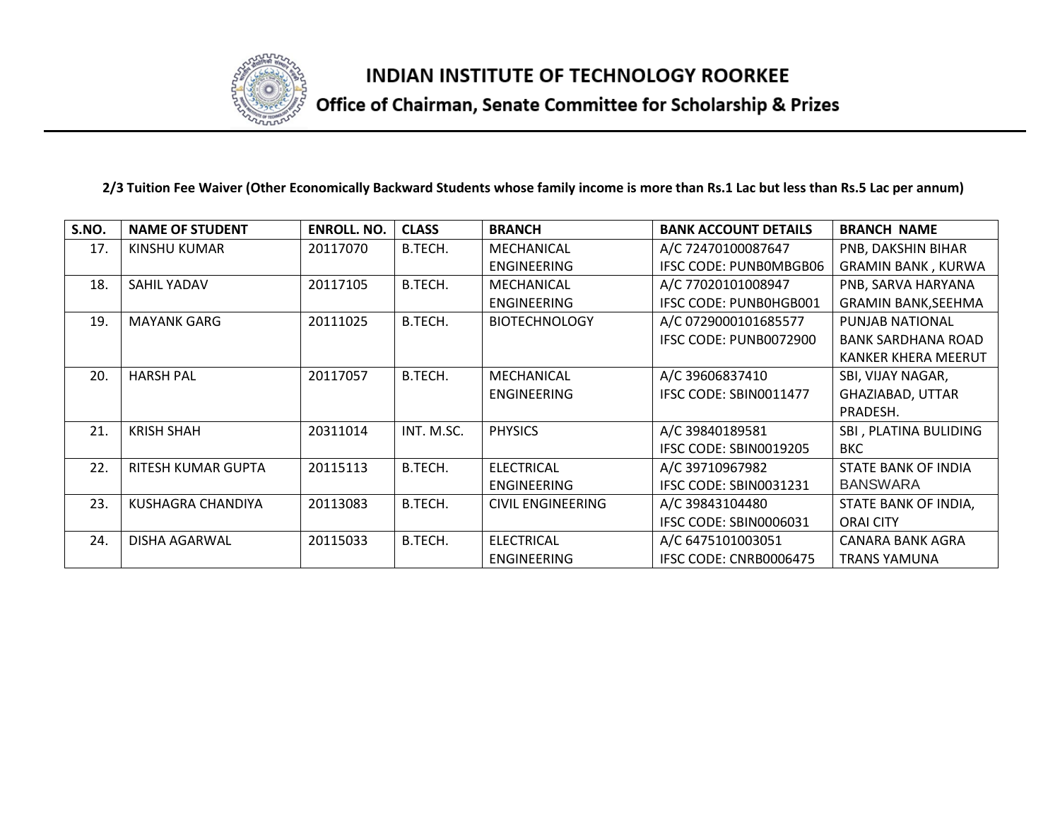# INDIAN INSTITUTE OF TECHNOLOGY ROORKEE

## Office of Chairman, Senate Committee for Scholarship & Prizes

**2/3 Tuition Fee Waiver (Other Economically Backward Students whose family income is more than Rs.1 Lac but less than Rs.5 Lac per annum)**

| S.NO. | NAME OF STUDENT | ENROLL. NO. | CLASS | BRANCH | BANK ACCOUNT DETAILS | BRANCH NAME |
|---|---|---|---|---|---|---|
| 17. | KINSHU KUMAR | 20117070 | B.TECH. | MECHANICAL ENGINEERING | A/C 72470100087647 IFSC CODE: PUNB0MBGB06 | PNB, DAKSHIN BIHAR GRAMIN BANK , KURWA |
| 18. | SAHIL YADAV | 20117105 | B.TECH. | MECHANICAL ENGINEERING | A/C 77020101008947 IFSC CODE: PUNB0HGB001 | PNB, SARVA HARYANA GRAMIN BANK,SEEHMA |
| 19. | MAYANK GARG | 20111025 | B.TECH. | BIOTECHNOLOGY | A/C 0729000101685577 IFSC CODE: PUNB0072900 | PUNJAB NATIONAL BANK SARDHANA ROAD KANKER KHERA MEERUT |
| 20. | HARSH PAL | 20117057 | B.TECH. | MECHANICAL ENGINEERING | A/C 39606837410 IFSC CODE: SBIN0011477 | SBI, VIJAY NAGAR, GHAZIABAD, UTTAR PRADESH. |
| 21. | KRISH SHAH | 20311014 | INT. M.SC. | PHYSICS | A/C 39840189581 IFSC CODE: SBIN0019205 | SBI , PLATINA BULIDING BKC |
| 22. | RITESH KUMAR GUPTA | 20115113 | B.TECH. | ELECTRICAL ENGINEERING | A/C 39710967982 IFSC CODE: SBIN0031231 | STATE BANK OF INDIA BANSWARA |
| 23. | KUSHAGRA CHANDIYA | 20113083 | B.TECH. | CIVIL ENGINEERING | A/C 39843104480 IFSC CODE: SBIN0006031 | STATE BANK OF INDIA, ORAI CITY |
| 24. | DISHA AGARWAL | 20115033 | B.TECH. | ELECTRICAL ENGINEERING | A/C 6475101003051 IFSC CODE: CNRB0006475 | CANARA BANK AGRA TRANS YAMUNA |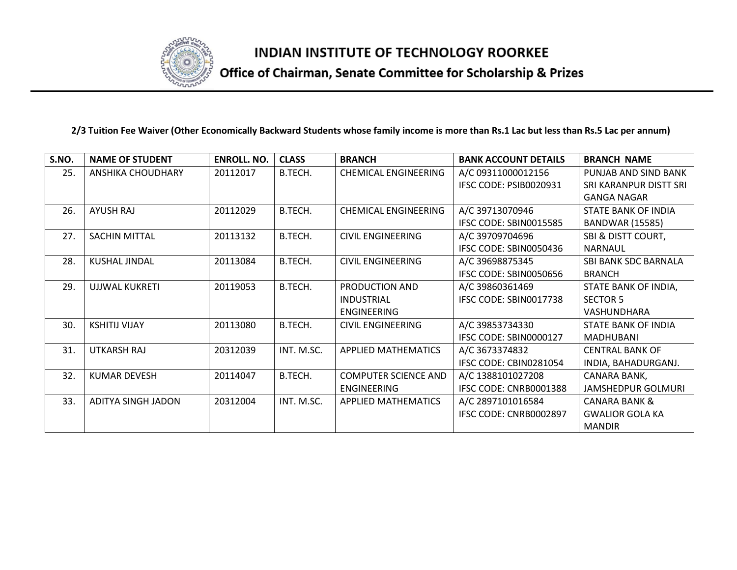# INDIAN INSTITUTE OF TECHNOLOGY ROORKEE

## Office of Chairman, Senate Committee for Scholarship & Prizes

**2/3 Tuition Fee Waiver (Other Economically Backward Students whose family income is more than Rs.1 Lac but less than Rs.5 Lac per annum)**

| S.NO. | NAME OF STUDENT | ENROLL. NO. | CLASS | BRANCH | BANK ACCOUNT DETAILS | BRANCH NAME |
|---|---|---|---|---|---|---|
| 25. | ANSHIKA CHOUDHARY | 20112017 | B.TECH. | CHEMICAL ENGINEERING | A/C 09311000012156 IFSC CODE: PSIB0020931 | PUNJAB AND SIND BANK SRI KARANPUR DISTT SRI GANGA NAGAR |
| 26. | AYUSH RAJ | 20112029 | B.TECH. | CHEMICAL ENGINEERING | A/C 39713070946 IFSC CODE: SBIN0015585 | STATE BANK OF INDIA BANDWAR (15585) |
| 27. | SACHIN MITTAL | 20113132 | B.TECH. | CIVIL ENGINEERING | A/C 39709704696 IFSC CODE: SBIN0050436 | SBI & DISTT COURT, NARNAUL |
| 28. | KUSHAL JINDAL | 20113084 | B.TECH. | CIVIL ENGINEERING | A/C 39698875345 IFSC CODE: SBIN0050656 | SBI BANK SDC BARNALA BRANCH |
| 29. | UJJWAL KUKRETI | 20119053 | B.TECH. | PRODUCTION AND INDUSTRIAL ENGINEERING | A/C 39860361469 IFSC CODE: SBIN0017738 | STATE BANK OF INDIA, SECTOR 5 VASHUNDHARA |
| 30. | KSHITIJ VIJAY | 20113080 | B.TECH. | CIVIL ENGINEERING | A/C 39853734330 IFSC CODE: SBIN0000127 | STATE BANK OF INDIA MADHUBANI |
| 31. | UTKARSH RAJ | 20312039 | INT. M.SC. | APPLIED MATHEMATICS | A/C 3673374832 IFSC CODE: CBIN0281054 | CENTRAL BANK OF INDIA, BAHADURGANJ. |
| 32. | KUMAR DEVESH | 20114047 | B.TECH. | COMPUTER SCIENCE AND ENGINEERING | A/C 1388101027208 IFSC CODE: CNRB0001388 | CANARA BANK, JAMSHEDPUR GOLMURI |
| 33. | ADITYA SINGH JADON | 20312004 | INT. M.SC. | APPLIED MATHEMATICS | A/C 2897101016584 IFSC CODE: CNRB0002897 | CANARA BANK & GWALIOR GOLA KA MANDIR |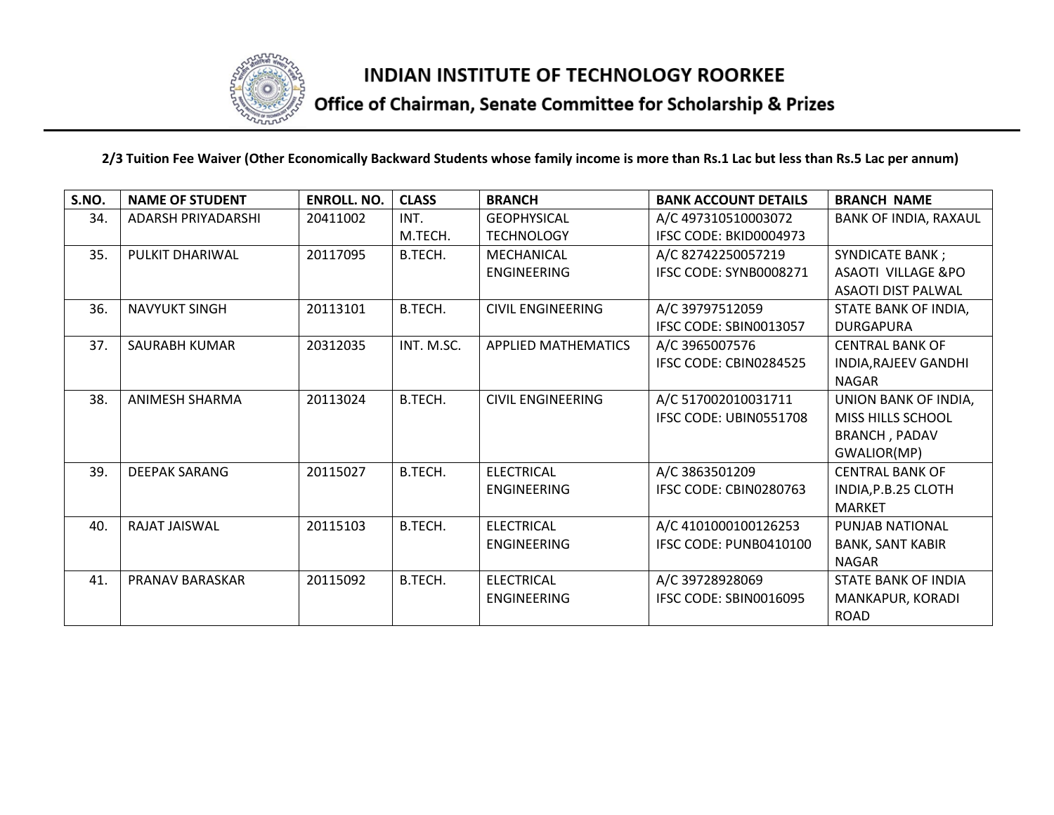# INDIAN INSTITUTE OF TECHNOLOGY ROORKEE

## Office of Chairman, Senate Committee for Scholarship & Prizes

**2/3 Tuition Fee Waiver (Other Economically Backward Students whose family income is more than Rs.1 Lac but less than Rs.5 Lac per annum)**

| S.NO. | NAME OF STUDENT | ENROLL. NO. | CLASS | BRANCH | BANK ACCOUNT DETAILS | BRANCH NAME |
|---|---|---|---|---|---|---|
| 34. | ADARSH PRIYADARSHI | 20411002 | INT. M.TECH. | GEOPHYSICAL TECHNOLOGY | A/C 497310510003072 IFSC CODE: BKID0004973 | BANK OF INDIA, RAXAUL |
| 35. | PULKIT DHARIWAL | 20117095 | B.TECH. | MECHANICAL ENGINEERING | A/C 82742250057219 IFSC CODE: SYNB0008271 | SYNDICATE BANK ; ASAOTI VILLAGE &PO ASAOTI DIST PALWAL |
| 36. | NAVYUKT SINGH | 20113101 | B.TECH. | CIVIL ENGINEERING | A/C 39797512059 IFSC CODE: SBIN0013057 | STATE BANK OF INDIA, DURGAPURA |
| 37. | SAURABH KUMAR | 20312035 | INT. M.SC. | APPLIED MATHEMATICS | A/C 3965007576 IFSC CODE: CBIN0284525 | CENTRAL BANK OF INDIA,RAJEEV GANDHI NAGAR |
| 38. | ANIMESH SHARMA | 20113024 | B.TECH. | CIVIL ENGINEERING | A/C 517002010031711 IFSC CODE: UBIN0551708 | UNION BANK OF INDIA, MISS HILLS SCHOOL BRANCH , PADAV GWALIOR(MP) |
| 39. | DEEPAK SARANG | 20115027 | B.TECH. | ELECTRICAL ENGINEERING | A/C 3863501209 IFSC CODE: CBIN0280763 | CENTRAL BANK OF INDIA,P.B.25 CLOTH MARKET |
| 40. | RAJAT JAISWAL | 20115103 | B.TECH. | ELECTRICAL ENGINEERING | A/C 4101000100126253 IFSC CODE: PUNB0410100 | PUNJAB NATIONAL BANK, SANT KABIR NAGAR |
| 41. | PRANAV BARASKAR | 20115092 | B.TECH. | ELECTRICAL ENGINEERING | A/C 39728928069 IFSC CODE: SBIN0016095 | STATE BANK OF INDIA MANKAPUR, KORADI ROAD |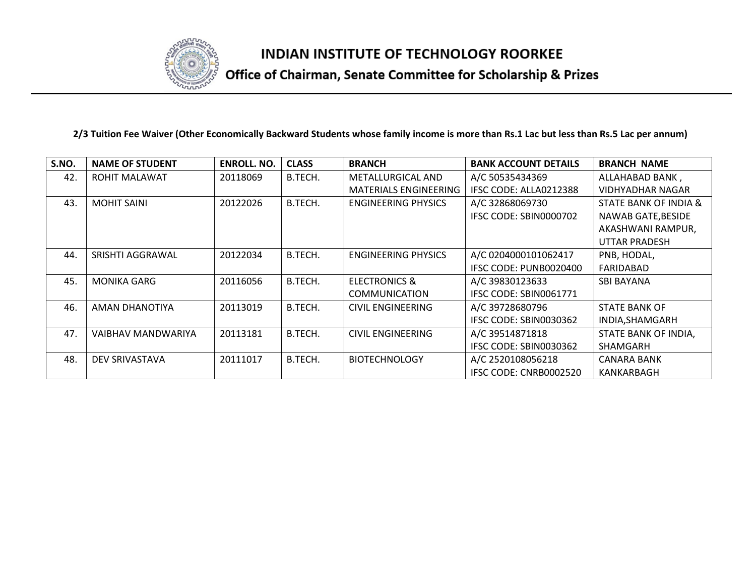# INDIAN INSTITUTE OF TECHNOLOGY ROORKEE

## Office of Chairman, Senate Committee for Scholarship & Prizes

**2/3 Tuition Fee Waiver (Other Economically Backward Students whose family income is more than Rs.1 Lac but less than Rs.5 Lac per annum)**

| S.NO. | NAME OF STUDENT | ENROLL. NO. | CLASS | BRANCH | BANK ACCOUNT DETAILS | BRANCH NAME |
|---|---|---|---|---|---|---|
| 42. | ROHIT MALAWAT | 20118069 | B.TECH. | METALLURGICAL AND MATERIALS ENGINEERING | A/C 50535434369 IFSC CODE: ALLA0212388 | ALLAHABAD BANK , VIDHYADHAR NAGAR |
| 43. | MOHIT SAINI | 20122026 | B.TECH. | ENGINEERING PHYSICS | A/C 32868069730 IFSC CODE: SBIN0000702 | STATE BANK OF INDIA & NAWAB GATE,BESIDE AKASHWANI RAMPUR, UTTAR PRADESH |
| 44. | SRISHTI AGGRAWAL | 20122034 | B.TECH. | ENGINEERING PHYSICS | A/C 0204000101062417 IFSC CODE: PUNB0020400 | PNB, HODAL, FARIDABAD |
| 45. | MONIKA GARG | 20116056 | B.TECH. | ELECTRONICS & COMMUNICATION | A/C 39830123633 IFSC CODE: SBIN0061771 | SBI BAYANA |
| 46. | AMAN DHANOTIYA | 20113019 | B.TECH. | CIVIL ENGINEERING | A/C 39728680796 IFSC CODE: SBIN0030362 | STATE BANK OF INDIA,SHAMGARH |
| 47. | VAIBHAV MANDWARIYA | 20113181 | B.TECH. | CIVIL ENGINEERING | A/C 39514871818 IFSC CODE: SBIN0030362 | STATE BANK OF INDIA, SHAMGARH |
| 48. | DEV SRIVASTAVA | 20111017 | B.TECH. | BIOTECHNOLOGY | A/C 2520108056218 IFSC CODE: CNRB0002520 | CANARA BANK KANKARBAGH |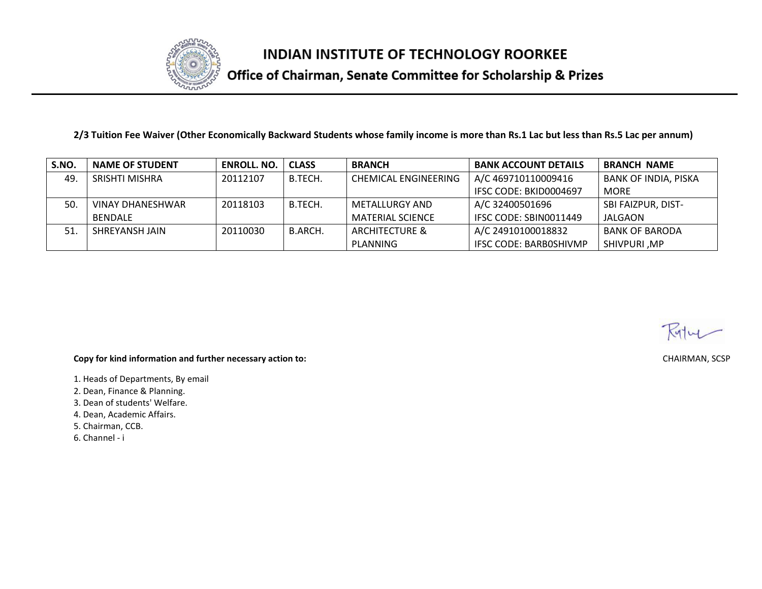# INDIAN INSTITUTE OF TECHNOLOGY ROORKEE

## Office of Chairman, Senate Committee for Scholarship & Prizes

**2/3 Tuition Fee Waiver (Other Economically Backward Students whose family income is more than Rs.1 Lac but less than Rs.5 Lac per annum)**

| S.NO. | NAME OF STUDENT | ENROLL. NO. | CLASS | BRANCH | BANK ACCOUNT DETAILS | BRANCH NAME |
|---|---|---|---|---|---|---|
| 49. | SRISHTI MISHRA | 20112107 | B.TECH. | CHEMICAL ENGINEERING | A/C 469710110009416 IFSC CODE: BKID0004697 | BANK OF INDIA, PISKA MORE |
| 50. | VINAY DHANESHWAR BENDALE | 20118103 | B.TECH. | METALLURGY AND MATERIAL SCIENCE | A/C 32400501696 IFSC CODE: SBIN0011449 | SBI FAIZPUR, DIST-JALGAON |
| 51. | SHREYANSH JAIN | 20110030 | B.ARCH. | ARCHITECTURE & PLANNING | A/C 24910100018832 IFSC CODE: BARB0SHIVMP | BANK OF BARODA SHIVPURI ,MP |

CHAIRMAN, SCSP

**Copy for kind information and further necessary action to:**

1. Heads of Departments, By email
2. Dean, Finance & Planning.
3. Dean of students' Welfare.
4. Dean, Academic Affairs.
5. Chairman, CCB.
6. Channel - i